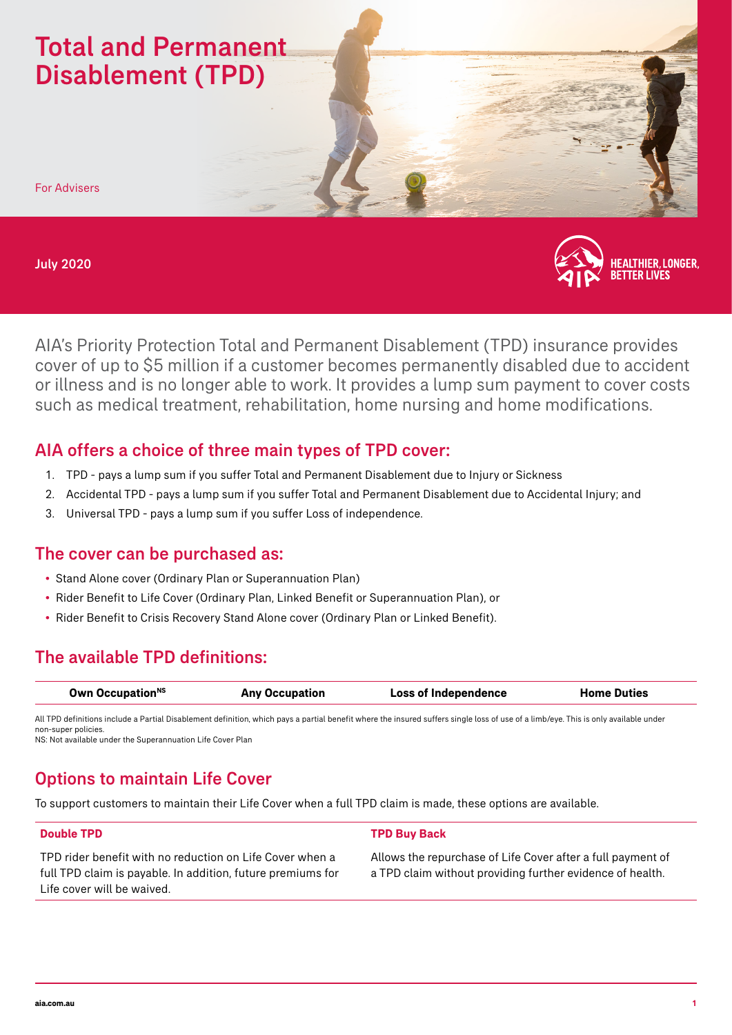# Total and Permanent Disablement (TPD)

For Advisers

July 2020

HEALTHIER, LONGER, BETTER LIVES

AIA's Priority Protection Total and Permanent Disablement (TPD) insurance provides cover of up to $5 million if a customer becomes permanently disabled due to accident or illness and is no longer able to work. It provides a lump sum payment to cover costs such as medical treatment, rehabilitation, home nursing and home modifications.

## AIA offers a choice of three main types of TPD cover:

1. TPD - pays a lump sum if you suffer Total and Permanent Disablement due to Injury or Sickness
2. Accidental TPD - pays a lump sum if you suffer Total and Permanent Disablement due to Accidental Injury; and
3. Universal TPD - pays a lump sum if you suffer Loss of independence.

## The cover can be purchased as:

- Stand Alone cover (Ordinary Plan or Superannuation Plan)
- Rider Benefit to Life Cover (Ordinary Plan, Linked Benefit or Superannuation Plan), or
- Rider Benefit to Crisis Recovery Stand Alone cover (Ordinary Plan or Linked Benefit).

## The available TPD definitions:

| Own Occupation[NS] | Any Occupation | Loss of Independence | Home Duties |
|---|---|---|---|

All TPD definitions include a Partial Disablement definition, which pays a partial benefit where the insured suffers single loss of use of a limb/eye. This is only available under non-super policies.
NS: Not available under the Superannuation Life Cover Plan

## Options to maintain Life Cover

To support customers to maintain their Life Cover when a full TPD claim is made, these options are available.

| Double TPD | TPD Buy Back |
|---|---|
| TPD rider benefit with no reduction on Life Cover when a full TPD claim is payable. In addition, future premiums for Life cover will be waived. | Allows the repurchase of Life Cover after a full payment of a TPD claim without providing further evidence of health. |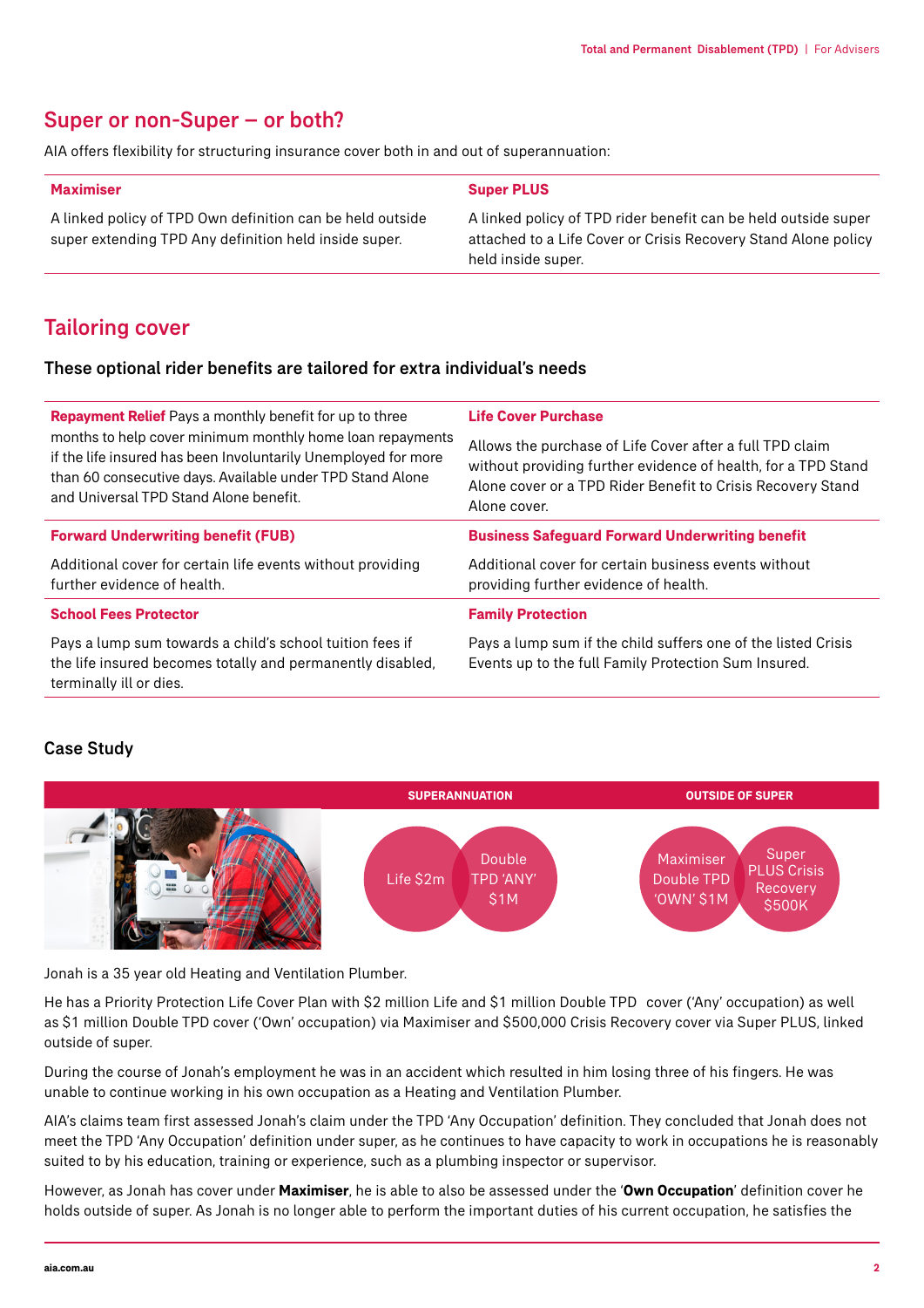## Super or non-Super – or both?

AIA offers flexibility for structuring insurance cover both in and out of superannuation:

| Maximiser | Super PLUS |
|---|---|
| A linked policy of TPD Own definition can be held outside super extending TPD Any definition held inside super. | A linked policy of TPD rider benefit can be held outside super attached to a Life Cover or Crisis Recovery Stand Alone policy held inside super. |

## Tailoring cover

### These optional rider benefits are tailored for extra individual's needs

**Repayment Relief** Pays a monthly benefit for up to three months to help cover minimum monthly home loan repayments if the life insured has been Involuntarily Unemployed for more than 60 consecutive days. Available under TPD Stand Alone and Universal TPD Stand Alone benefit.

**Life Cover Purchase**

Allows the purchase of Life Cover after a full TPD claim without providing further evidence of health, for a TPD Stand Alone cover or a TPD Rider Benefit to Crisis Recovery Stand Alone cover.

**Forward Underwriting benefit (FUB)**

Additional cover for certain life events without providing further evidence of health.

**Business Safeguard Forward Underwriting benefit**

Additional cover for certain business events without providing further evidence of health.

**School Fees Protector**

Pays a lump sum towards a child's school tuition fees if the life insured becomes totally and permanently disabled, terminally ill or dies.

**Family Protection**

Pays a lump sum if the child suffers one of the listed Crisis Events up to the full Family Protection Sum Insured.

### Case Study

| SUPERANNUATION | | OUTSIDE OF SUPER | |
|---|---|---|---|
| Life $2m | Double TPD 'ANY' $1M | Maximiser Double TPD 'OWN' $1M | Super PLUS Crisis Recovery $500K |

Jonah is a 35 year old Heating and Ventilation Plumber.

He has a Priority Protection Life Cover Plan with $2 million Life and $1 million Double TPD cover ('Any' occupation) as well as $1 million Double TPD cover ('Own' occupation) via Maximiser and $500,000 Crisis Recovery cover via Super PLUS, linked outside of super.

During the course of Jonah's employment he was in an accident which resulted in him losing three of his fingers. He was unable to continue working in his own occupation as a Heating and Ventilation Plumber.

AIA's claims team first assessed Jonah's claim under the TPD 'Any Occupation' definition. They concluded that Jonah does not meet the TPD 'Any Occupation' definition under super, as he continues to have capacity to work in occupations he is reasonably suited to by his education, training or experience, such as a plumbing inspector or supervisor.

However, as Jonah has cover under **Maximiser**, he is able to also be assessed under the '**Own Occupation**' definition cover he holds outside of super. As Jonah is no longer able to perform the important duties of his current occupation, he satisfies the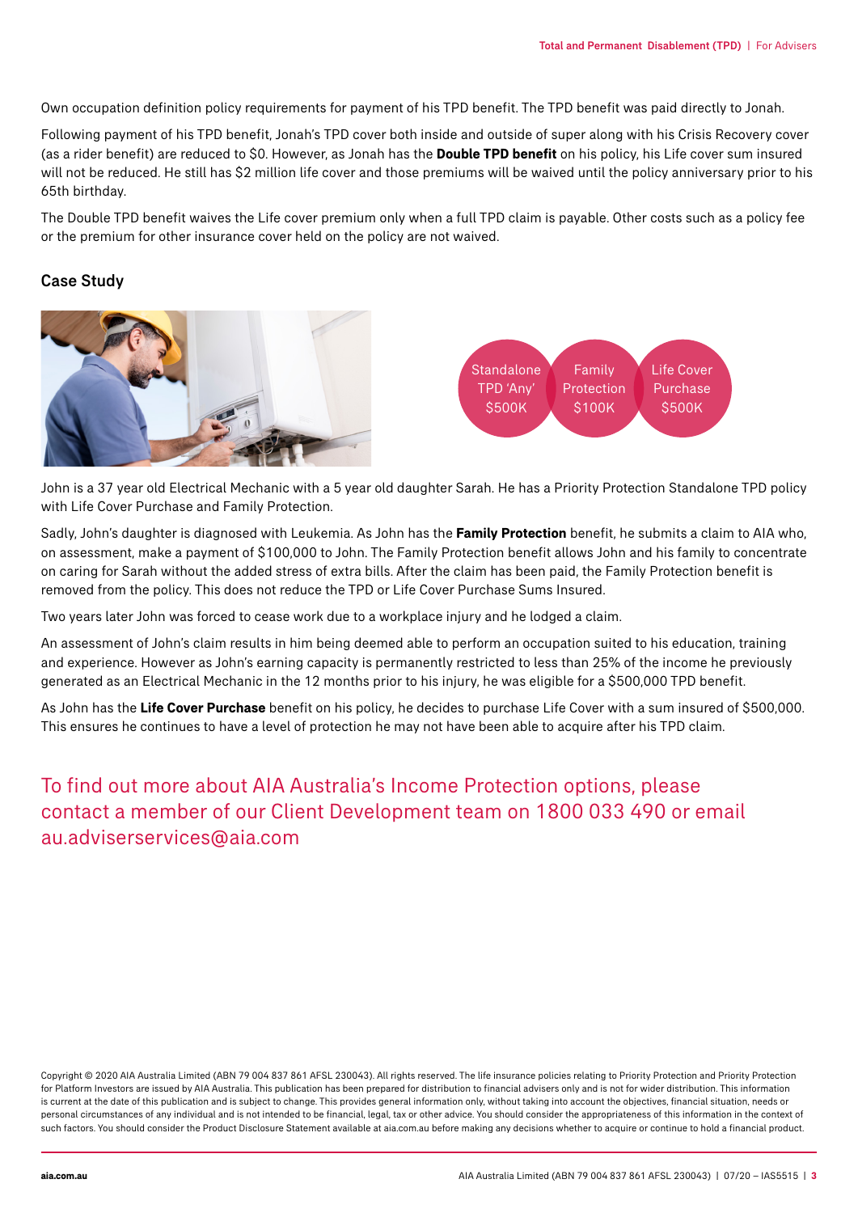Own occupation definition policy requirements for payment of his TPD benefit. The TPD benefit was paid directly to Jonah.

Following payment of his TPD benefit, Jonah's TPD cover both inside and outside of super along with his Crisis Recovery cover (as a rider benefit) are reduced to $0. However, as Jonah has the **Double TPD benefit** on his policy, his Life cover sum insured will not be reduced. He still has $2 million life cover and those premiums will be waived until the policy anniversary prior to his 65th birthday.

The Double TPD benefit waives the Life cover premium only when a full TPD claim is payable. Other costs such as a policy fee or the premium for other insurance cover held on the policy are not waived.

## Case Study

Standalone TPD 'Any' $500K

Family Protection $100K

Life Cover Purchase $500K

John is a 37 year old Electrical Mechanic with a 5 year old daughter Sarah. He has a Priority Protection Standalone TPD policy with Life Cover Purchase and Family Protection.

Sadly, John's daughter is diagnosed with Leukemia. As John has the **Family Protection** benefit, he submits a claim to AIA who, on assessment, make a payment of $100,000 to John. The Family Protection benefit allows John and his family to concentrate on caring for Sarah without the added stress of extra bills. After the claim has been paid, the Family Protection benefit is removed from the policy. This does not reduce the TPD or Life Cover Purchase Sums Insured.

Two years later John was forced to cease work due to a workplace injury and he lodged a claim.

An assessment of John's claim results in him being deemed able to perform an occupation suited to his education, training and experience. However as John's earning capacity is permanently restricted to less than 25% of the income he previously generated as an Electrical Mechanic in the 12 months prior to his injury, he was eligible for a $500,000 TPD benefit.

As John has the **Life Cover Purchase** benefit on his policy, he decides to purchase Life Cover with a sum insured of $500,000. This ensures he continues to have a level of protection he may not have been able to acquire after his TPD claim.

To find out more about AIA Australia's Income Protection options, please contact a member of our Client Development team on 1800 033 490 or email au.adviserservices@aia.com

Copyright © 2020 AIA Australia Limited (ABN 79 004 837 861 AFSL 230043). All rights reserved. The life insurance policies relating to Priority Protection and Priority Protection for Platform Investors are issued by AIA Australia. This publication has been prepared for distribution to financial advisers only and is not for wider distribution. This information is current at the date of this publication and is subject to change. This provides general information only, without taking into account the objectives, financial situation, needs or personal circumstances of any individual and is not intended to be financial, legal, tax or other advice. You should consider the appropriateness of this information in the context of such factors. You should consider the Product Disclosure Statement available at aia.com.au before making any decisions whether to acquire or continue to hold a financial product.